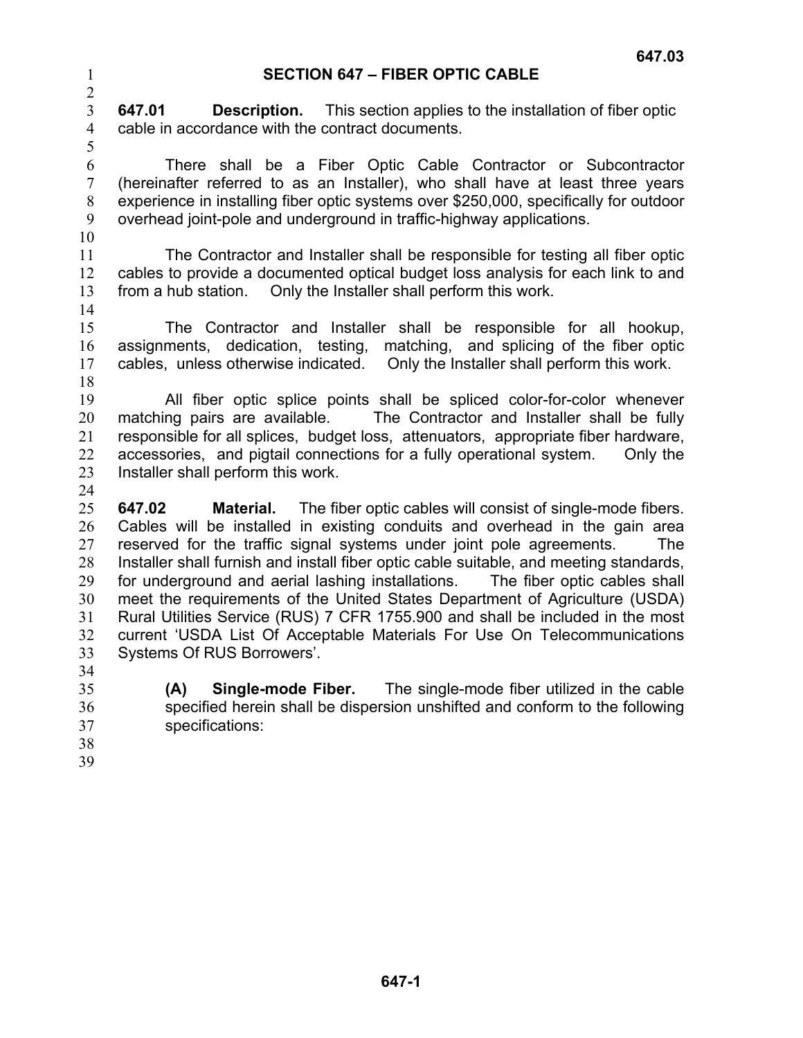# SECTION 647 – FIBER OPTIC CABLE

**647.01 Description.** This section applies to the installation of fiber optic cable in accordance with the contract documents.

There shall be a Fiber Optic Cable Contractor or Subcontractor (hereinafter referred to as an Installer), who shall have at least three years experience in installing fiber optic systems over $250,000, specifically for outdoor overhead joint-pole and underground in traffic-highway applications.

The Contractor and Installer shall be responsible for testing all fiber optic cables to provide a documented optical budget loss analysis for each link to and from a hub station. Only the Installer shall perform this work.

The Contractor and Installer shall be responsible for all hookup, assignments, dedication, testing, matching, and splicing of the fiber optic cables, unless otherwise indicated. Only the Installer shall perform this work.

All fiber optic splice points shall be spliced color-for-color whenever matching pairs are available. The Contractor and Installer shall be fully responsible for all splices, budget loss, attenuators, appropriate fiber hardware, accessories, and pigtail connections for a fully operational system. Only the Installer shall perform this work.

**647.02 Material.** The fiber optic cables will consist of single-mode fibers. Cables will be installed in existing conduits and overhead in the gain area reserved for the traffic signal systems under joint pole agreements. The Installer shall furnish and install fiber optic cable suitable, and meeting standards, for underground and aerial lashing installations. The fiber optic cables shall meet the requirements of the United States Department of Agriculture (USDA) Rural Utilities Service (RUS) 7 CFR 1755.900 and shall be included in the most current 'USDA List Of Acceptable Materials For Use On Telecommunications Systems Of RUS Borrowers'.

**(A) Single-mode Fiber.** The single-mode fiber utilized in the cable specified herein shall be dispersion unshifted and conform to the following specifications: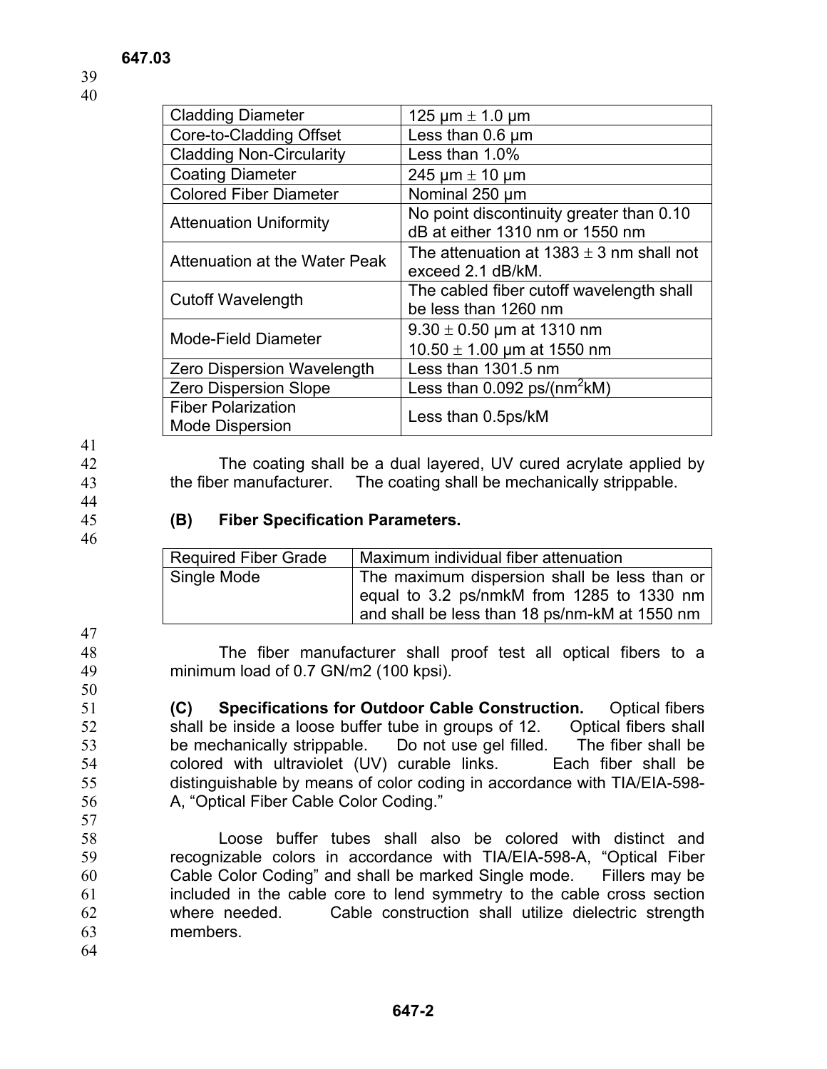| Cladding Diameter | 125 μm ± 1.0 μm |
|---|---|
| Core-to-Cladding Offset | Less than 0.6 μm |
| Cladding Non-Circularity | Less than 1.0% |
| Coating Diameter | 245 μm ± 10 μm |
| Colored Fiber Diameter | Nominal 250 μm |
| Attenuation Uniformity | No point discontinuity greater than 0.10 dB at either 1310 nm or 1550 nm |
| Attenuation at the Water Peak | The attenuation at 1383 ± 3 nm shall not exceed 2.1 dB/kM. |
| Cutoff Wavelength | The cabled fiber cutoff wavelength shall be less than 1260 nm |
| Mode-Field Diameter | 9.30 ± 0.50 μm at 1310 nm<br>10.50 ± 1.00 μm at 1550 nm |
| Zero Dispersion Wavelength | Less than 1301.5 nm |
| Zero Dispersion Slope | Less than 0.092 ps/($nm^2$kM) |
| Fiber Polarization Mode Dispersion | Less than 0.5ps/kM |

The coating shall be a dual layered, UV cured acrylate applied by the fiber manufacturer. The coating shall be mechanically strippable.

**(B) Fiber Specification Parameters.**

| Required Fiber Grade | Maximum individual fiber attenuation |
|---|---|
| Single Mode | The maximum dispersion shall be less than or equal to 3.2 ps/nmkM from 1285 to 1330 nm and shall be less than 18 ps/nm-kM at 1550 nm |

The fiber manufacturer shall proof test all optical fibers to a minimum load of 0.7 GN/m2 (100 kpsi).

**(C) Specifications for Outdoor Cable Construction.** Optical fibers shall be inside a loose buffer tube in groups of 12. Optical fibers shall be mechanically strippable. Do not use gel filled. The fiber shall be colored with ultraviolet (UV) curable links. Each fiber shall be distinguishable by means of color coding in accordance with TIA/EIA-598-A, "Optical Fiber Cable Color Coding."

Loose buffer tubes shall also be colored with distinct and recognizable colors in accordance with TIA/EIA-598-A, "Optical Fiber Cable Color Coding" and shall be marked Single mode. Fillers may be included in the cable core to lend symmetry to the cable cross section where needed. Cable construction shall utilize dielectric strength members.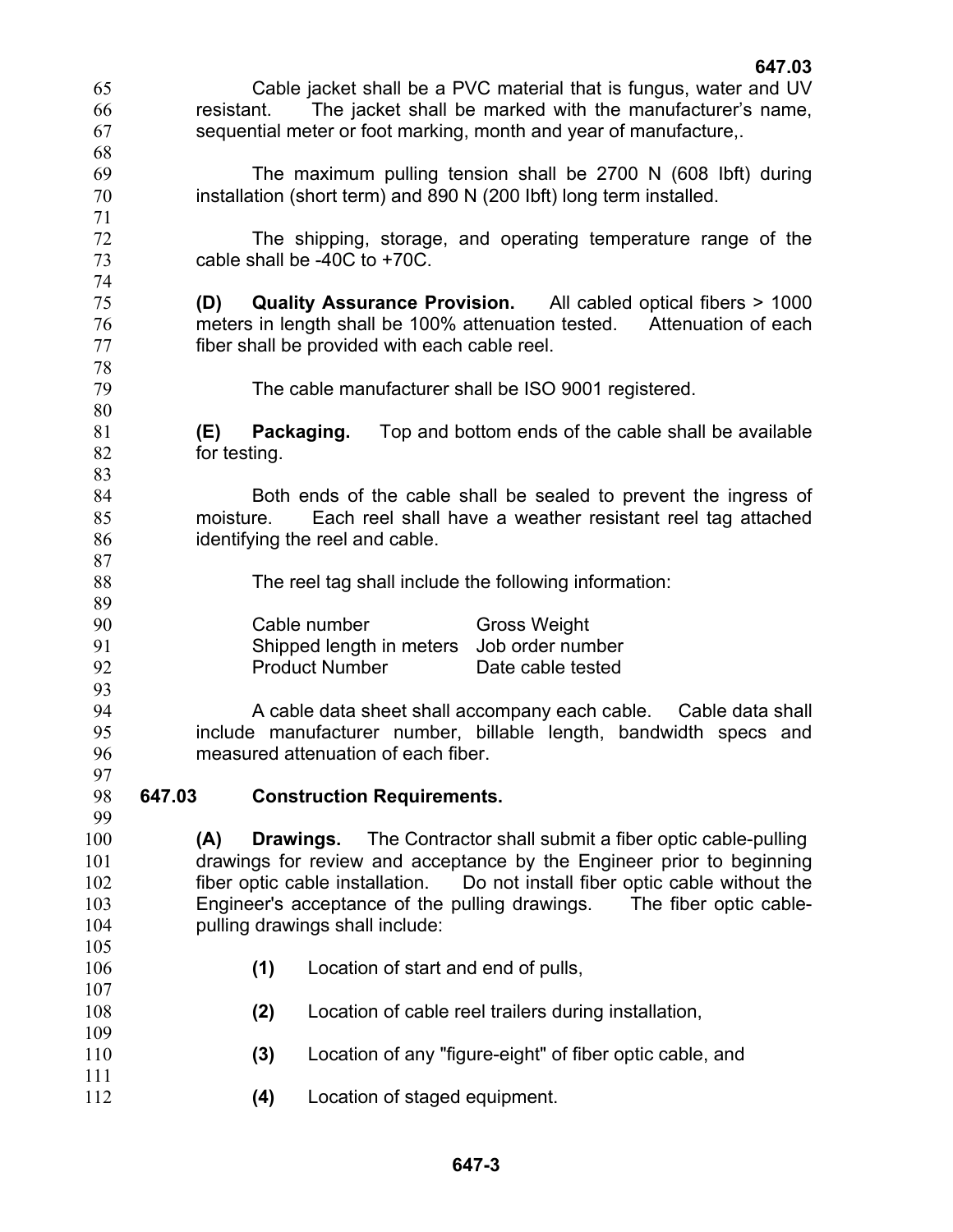Cable jacket shall be a PVC material that is fungus, water and UV resistant. The jacket shall be marked with the manufacturer's name, sequential meter or foot marking, month and year of manufacture,.

The maximum pulling tension shall be 2700 N (608 Ibft) during installation (short term) and 890 N (200 Ibft) long term installed.

The shipping, storage, and operating temperature range of the cable shall be -40C to +70C.

**(D) Quality Assurance Provision.** All cabled optical fibers > 1000 meters in length shall be 100% attenuation tested. Attenuation of each fiber shall be provided with each cable reel.

The cable manufacturer shall be ISO 9001 registered.

**(E) Packaging.** Top and bottom ends of the cable shall be available for testing.

Both ends of the cable shall be sealed to prevent the ingress of moisture. Each reel shall have a weather resistant reel tag attached identifying the reel and cable.

The reel tag shall include the following information:

| | |
|---|---|
| Cable number | Gross Weight |
| Shipped length in meters | Job order number |
| Product Number | Date cable tested |

A cable data sheet shall accompany each cable. Cable data shall include manufacturer number, billable length, bandwidth specs and measured attenuation of each fiber.

## 647.03 Construction Requirements.

**(A) Drawings.** The Contractor shall submit a fiber optic cable-pulling drawings for review and acceptance by the Engineer prior to beginning fiber optic cable installation. Do not install fiber optic cable without the Engineer's acceptance of the pulling drawings. The fiber optic cable-pulling drawings shall include:

**(1)** Location of start and end of pulls,

**(2)** Location of cable reel trailers during installation,

**(3)** Location of any "figure-eight" of fiber optic cable, and

**(4)** Location of staged equipment.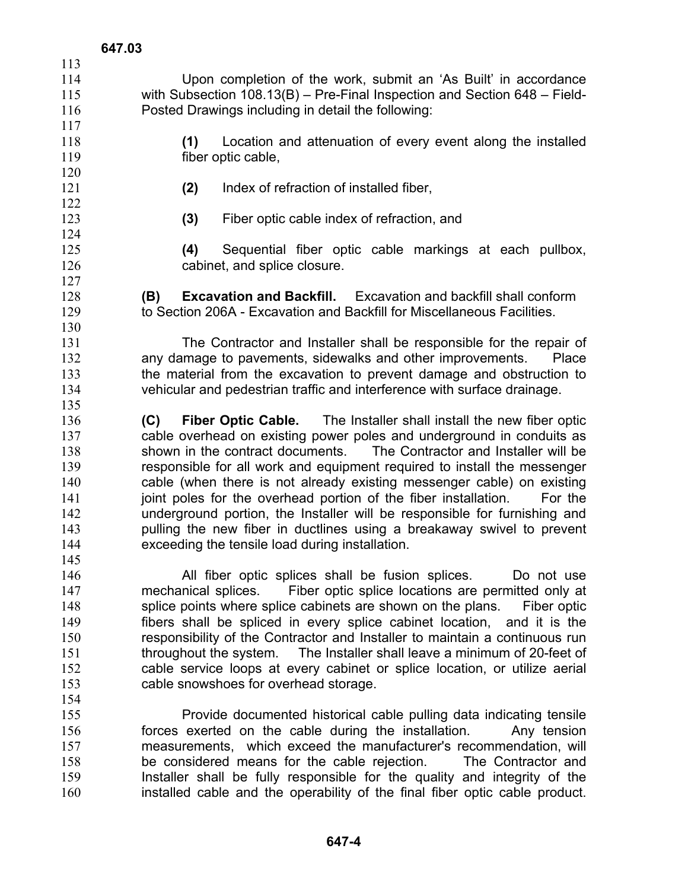Upon completion of the work, submit an 'As Built' in accordance with Subsection 108.13(B) – Pre-Final Inspection and Section 648 – Field-Posted Drawings including in detail the following:

**(1)** Location and attenuation of every event along the installed fiber optic cable,

**(2)** Index of refraction of installed fiber,

**(3)** Fiber optic cable index of refraction, and

**(4)** Sequential fiber optic cable markings at each pullbox, cabinet, and splice closure.

**(B) Excavation and Backfill.** Excavation and backfill shall conform to Section 206A - Excavation and Backfill for Miscellaneous Facilities.

The Contractor and Installer shall be responsible for the repair of any damage to pavements, sidewalks and other improvements. Place the material from the excavation to prevent damage and obstruction to vehicular and pedestrian traffic and interference with surface drainage.

**(C) Fiber Optic Cable.** The Installer shall install the new fiber optic cable overhead on existing power poles and underground in conduits as shown in the contract documents. The Contractor and Installer will be responsible for all work and equipment required to install the messenger cable (when there is not already existing messenger cable) on existing joint poles for the overhead portion of the fiber installation. For the underground portion, the Installer will be responsible for furnishing and pulling the new fiber in ductlines using a breakaway swivel to prevent exceeding the tensile load during installation.

All fiber optic splices shall be fusion splices. Do not use mechanical splices. Fiber optic splice locations are permitted only at splice points where splice cabinets are shown on the plans. Fiber optic fibers shall be spliced in every splice cabinet location, and it is the responsibility of the Contractor and Installer to maintain a continuous run throughout the system. The Installer shall leave a minimum of 20-feet of cable service loops at every cabinet or splice location, or utilize aerial cable snowshoes for overhead storage.

Provide documented historical cable pulling data indicating tensile forces exerted on the cable during the installation. Any tension measurements, which exceed the manufacturer's recommendation, will be considered means for the cable rejection. The Contractor and Installer shall be fully responsible for the quality and integrity of the installed cable and the operability of the final fiber optic cable product.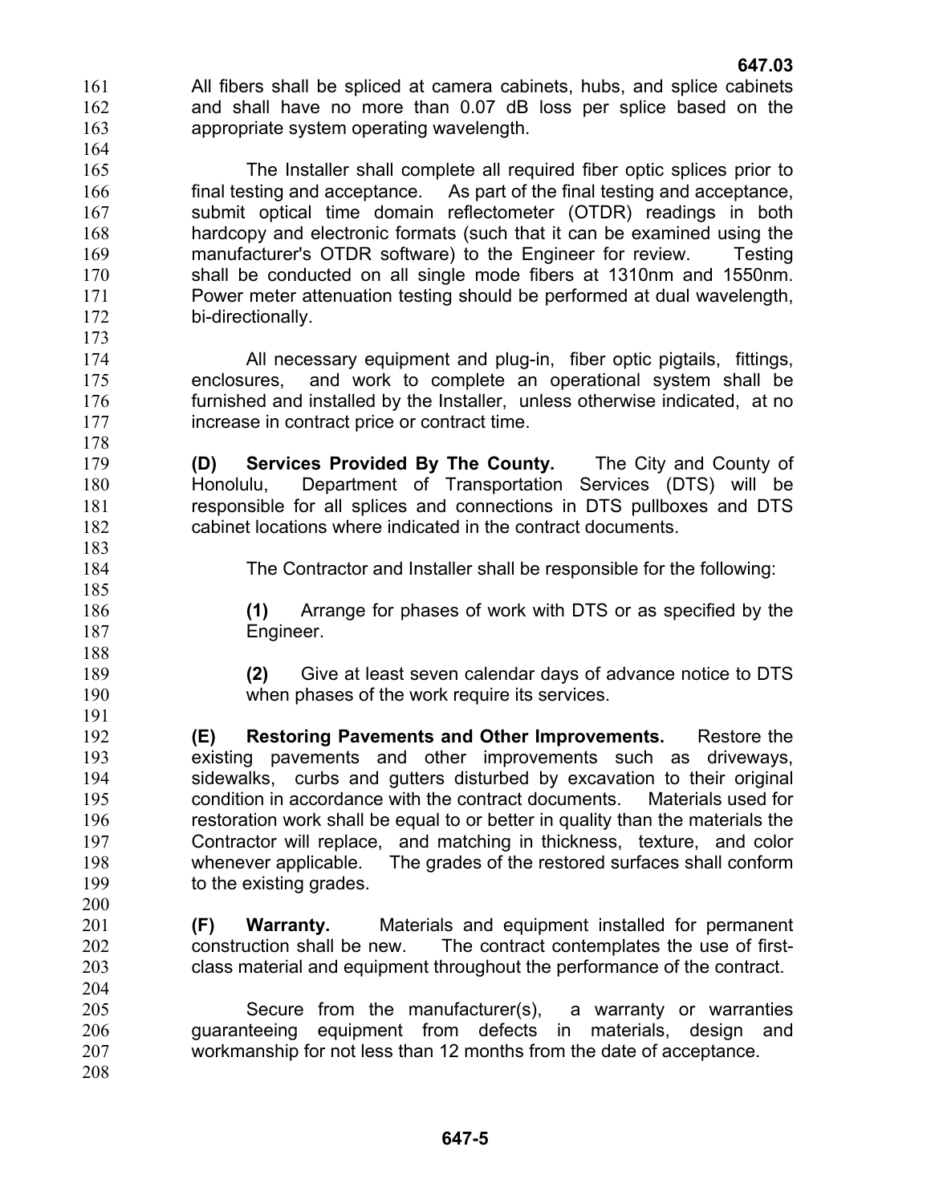All fibers shall be spliced at camera cabinets, hubs, and splice cabinets and shall have no more than 0.07 dB loss per splice based on the appropriate system operating wavelength.

The Installer shall complete all required fiber optic splices prior to final testing and acceptance. As part of the final testing and acceptance, submit optical time domain reflectometer (OTDR) readings in both hardcopy and electronic formats (such that it can be examined using the manufacturer's OTDR software) to the Engineer for review. Testing shall be conducted on all single mode fibers at 1310nm and 1550nm. Power meter attenuation testing should be performed at dual wavelength, bi-directionally.

All necessary equipment and plug-in, fiber optic pigtails, fittings, enclosures, and work to complete an operational system shall be furnished and installed by the Installer, unless otherwise indicated, at no increase in contract price or contract time.

**(D) Services Provided By The County.** The City and County of Honolulu, Department of Transportation Services (DTS) will be responsible for all splices and connections in DTS pullboxes and DTS cabinet locations where indicated in the contract documents.

The Contractor and Installer shall be responsible for the following:

**(1)** Arrange for phases of work with DTS or as specified by the Engineer.

**(2)** Give at least seven calendar days of advance notice to DTS when phases of the work require its services.

**(E) Restoring Pavements and Other Improvements.** Restore the existing pavements and other improvements such as driveways, sidewalks, curbs and gutters disturbed by excavation to their original condition in accordance with the contract documents. Materials used for restoration work shall be equal to or better in quality than the materials the Contractor will replace, and matching in thickness, texture, and color whenever applicable. The grades of the restored surfaces shall conform to the existing grades.

**(F) Warranty.** Materials and equipment installed for permanent construction shall be new. The contract contemplates the use of first-class material and equipment throughout the performance of the contract.

Secure from the manufacturer(s), a warranty or warranties guaranteeing equipment from defects in materials, design and workmanship for not less than 12 months from the date of acceptance.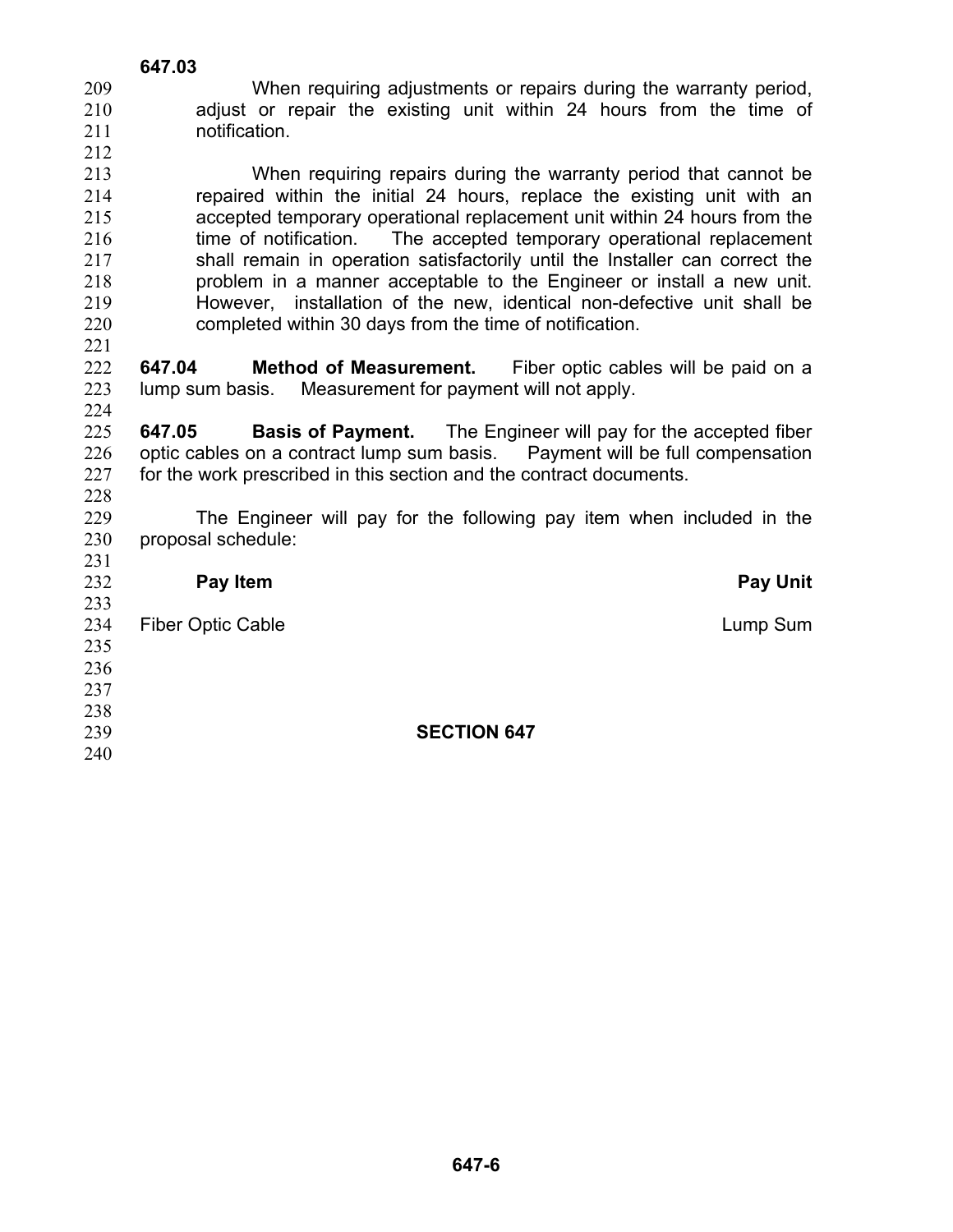When requiring adjustments or repairs during the warranty period, adjust or repair the existing unit within 24 hours from the time of notification.

When requiring repairs during the warranty period that cannot be repaired within the initial 24 hours, replace the existing unit with an accepted temporary operational replacement unit within 24 hours from the time of notification. The accepted temporary operational replacement shall remain in operation satisfactorily until the Installer can correct the problem in a manner acceptable to the Engineer or install a new unit. However, installation of the new, identical non-defective unit shall be completed within 30 days from the time of notification.

**647.04 Method of Measurement.** Fiber optic cables will be paid on a lump sum basis. Measurement for payment will not apply.

**647.05 Basis of Payment.** The Engineer will pay for the accepted fiber optic cables on a contract lump sum basis. Payment will be full compensation for the work prescribed in this section and the contract documents.

The Engineer will pay for the following pay item when included in the proposal schedule:

| Pay Item | Pay Unit |
|---|---|
| Fiber Optic Cable | Lump Sum |

**SECTION 647**